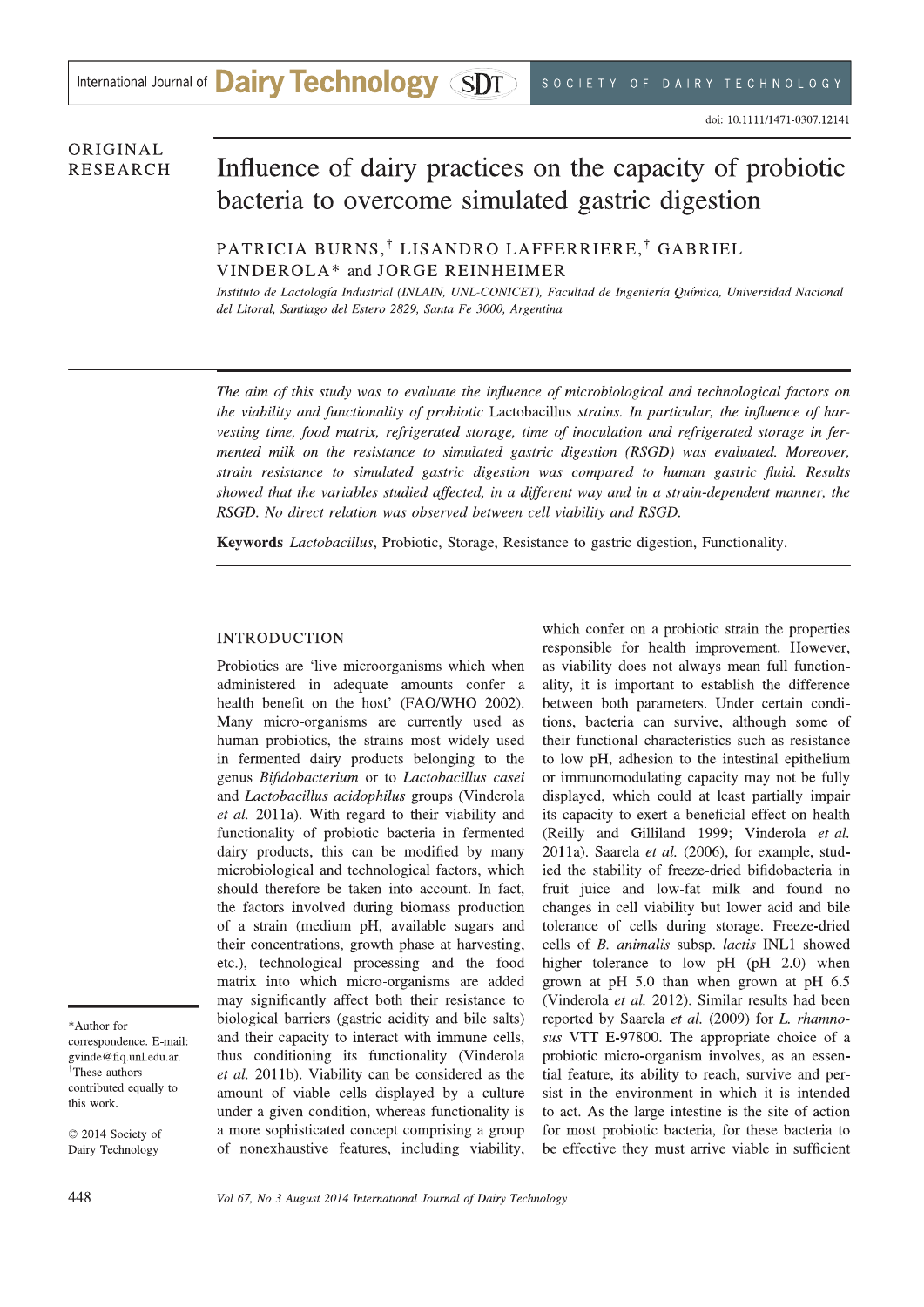ORIGINAL RESEARCH

# Influence of dairy practices on the capacity of probiotic bacteria to overcome simulated gastric digestion

PATRICIA BURNS,[†] LISANDRO LAFFERRIERE,[†] GABRIEL VINDEROLA* and JORGE REINHEIMER

*Instituto de Lactología Industrial (INLAIN, UNL-CONICET), Facultad de Ingeniería Química, Universidad Nacional del Litoral, Santiago del Estero 2829, Santa Fe 3000, Argentina*

doi: 10.1111/1471-0307.12141

*The aim of this study was to evaluate the influence of microbiological and technological factors on the viability and functionality of probiotic* Lactobacillus *strains. In particular, the influence of harvesting time, food matrix, refrigerated storage, time of inoculation and refrigerated storage in fermented milk on the resistance to simulated gastric digestion (RSGD) was evaluated. Moreover, strain resistance to simulated gastric digestion was compared to human gastric fluid. Results showed that the variables studied affected, in a different way and in a strain-dependent manner, the RSGD. No direct relation was observed between cell viability and RSGD.*

**Keywords** *Lactobacillus*, Probiotic, Storage, Resistance to gastric digestion, Functionality.

## INTRODUCTION

Probiotics are 'live microorganisms which when administered in adequate amounts confer a health benefit on the host' (FAO/WHO 2002). Many micro-organisms are currently used as human probiotics, the strains most widely used in fermented dairy products belonging to the genus *Bifidobacterium* or to *Lactobacillus casei* and *Lactobacillus acidophilus* groups (Vinderola *et al.* 2011a). With regard to their viability and functionality of probiotic bacteria in fermented dairy products, this can be modified by many microbiological and technological factors, which should therefore be taken into account. In fact, the factors involved during biomass production of a strain (medium pH, available sugars and their concentrations, growth phase at harvesting, etc.), technological processing and the food matrix into which micro-organisms are added may significantly affect both their resistance to biological barriers (gastric acidity and bile salts) and their capacity to interact with immune cells, thus conditioning its functionality (Vinderola *et al.* 2011b). Viability can be considered as the amount of viable cells displayed by a culture under a given condition, whereas functionality is a more sophisticated concept comprising a group of nonexhaustive features, including viability, which confer on a probiotic strain the properties responsible for health improvement. However, as viability does not always mean full functionality, it is important to establish the difference between both parameters. Under certain conditions, bacteria can survive, although some of their functional characteristics such as resistance to low pH, adhesion to the intestinal epithelium or immunomodulating capacity may not be fully displayed, which could at least partially impair its capacity to exert a beneficial effect on health (Reilly and Gilliland 1999; Vinderola *et al.* 2011a). Saarela *et al.* (2006), for example, studied the stability of freeze-dried bifidobacteria in fruit juice and low-fat milk and found no changes in cell viability but lower acid and bile tolerance of cells during storage. Freeze-dried cells of *B. animalis* subsp. *lactis* INL1 showed higher tolerance to low pH (pH 2.0) when grown at pH 5.0 than when grown at pH 6.5 (Vinderola *et al.* 2012). Similar results had been reported by Saarela *et al.* (2009) for *L. rhamnosus* VTT E-97800. The appropriate choice of a probiotic micro-organism involves, as an essential feature, its ability to reach, survive and persist in the environment in which it is intended to act. As the large intestine is the site of action for most probiotic bacteria, for these bacteria to be effective they must arrive viable in sufficient

*Author for correspondence. E-mail: gvinde@fiq.unl.edu.ar.
[†]These authors contributed equally to this work.

© 2014 Society of Dairy Technology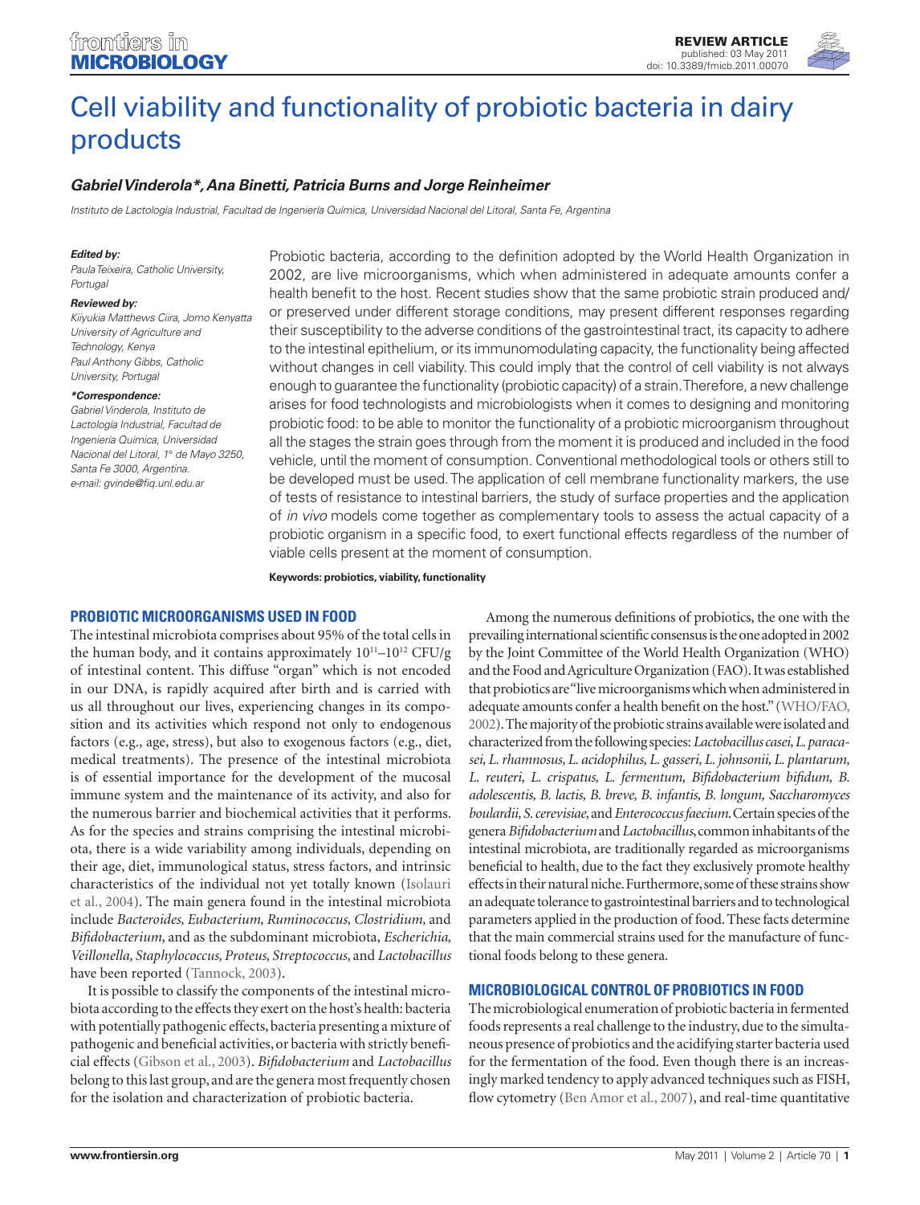# Cell viability and functionality of probiotic bacteria in dairy products

***Gabriel Vinderola\*, Ana Binetti, Patricia Burns and Jorge Reinheimer***

*Instituto de Lactología Industrial, Facultad de Ingeniería Química, Universidad Nacional del Litoral, Santa Fe, Argentina*

***Edited by:***
*Paula Teixeira, Catholic University, Portugal*

***Reviewed by:***
*Kiiyukia Matthews Ciira, Jomo Kenyatta University of Agriculture and Technology, Kenya*
*Paul Anthony Gibbs, Catholic University, Portugal*

***\*Correspondence:***
*Gabriel Vinderola, Instituto de Lactología Industrial, Facultad de Ingeniería Química, Universidad Nacional del Litoral, 1° de Mayo 3250, Santa Fe 3000, Argentina.*
*e-mail: gvinde@fiq.unl.edu.ar*

Probiotic bacteria, according to the definition adopted by the World Health Organization in 2002, are live microorganisms, which when administered in adequate amounts confer a health benefit to the host. Recent studies show that the same probiotic strain produced and/or preserved under different storage conditions, may present different responses regarding their susceptibility to the adverse conditions of the gastrointestinal tract, its capacity to adhere to the intestinal epithelium, or its immunomodulating capacity, the functionality being affected without changes in cell viability. This could imply that the control of cell viability is not always enough to guarantee the functionality (probiotic capacity) of a strain. Therefore, a new challenge arises for food technologists and microbiologists when it comes to designing and monitoring probiotic food: to be able to monitor the functionality of a probiotic microorganism throughout all the stages the strain goes through from the moment it is produced and included in the food vehicle, until the moment of consumption. Conventional methodological tools or others still to be developed must be used. The application of cell membrane functionality markers, the use of tests of resistance to intestinal barriers, the study of surface properties and the application of *in vivo* models come together as complementary tools to assess the actual capacity of a probiotic organism in a specific food, to exert functional effects regardless of the number of viable cells present at the moment of consumption.

**Keywords: probiotics, viability, functionality**

## PROBIOTIC MICROORGANISMS USED IN FOOD

The intestinal microbiota comprises about 95% of the total cells in the human body, and it contains approximately $10^{11}$–$10^{12}$ CFU/g of intestinal content. This diffuse "organ" which is not encoded in our DNA, is rapidly acquired after birth and is carried with us all throughout our lives, experiencing changes in its composition and its activities which respond not only to endogenous factors (e.g., age, stress), but also to exogenous factors (e.g., diet, medical treatments). The presence of the intestinal microbiota is of essential importance for the development of the mucosal immune system and the maintenance of its activity, and also for the numerous barrier and biochemical activities that it performs. As for the species and strains comprising the intestinal microbiota, there is a wide variability among individuals, depending on their age, diet, immunological status, stress factors, and intrinsic characteristics of the individual not yet totally known (Isolauri et al., 2004). The main genera found in the intestinal microbiota include *Bacteroides, Eubacterium, Ruminococcus, Clostridium*, and *Bifidobacterium*, and as the subdominant microbiota, *Escherichia, Veillonella, Staphylococcus, Proteus, Streptococcus,* and *Lactobacillus* have been reported (Tannock, 2003).

It is possible to classify the components of the intestinal microbiota according to the effects they exert on the host's health: bacteria with potentially pathogenic effects, bacteria presenting a mixture of pathogenic and beneficial activities, or bacteria with strictly beneficial effects (Gibson et al., 2003). *Bifidobacterium* and *Lactobacillus* belong to this last group, and are the genera most frequently chosen for the isolation and characterization of probiotic bacteria.

Among the numerous definitions of probiotics, the one with the prevailing international scientific consensus is the one adopted in 2002 by the Joint Committee of the World Health Organization (WHO) and the Food and Agriculture Organization (FAO). It was established that probiotics are "live microorganisms which when administered in adequate amounts confer a health benefit on the host." (WHO/FAO, 2002). The majority of the probiotic strains available were isolated and characterized from the following species: *Lactobacillus casei, L. paracasei, L. rhamnosus, L. acidophilus, L. gasseri, L. johnsonii, L. plantarum, L. reuteri, L. crispatus, L. fermentum, Bifidobacterium bifidum, B. adolescentis, B. lactis, B. breve, B. infantis, B. longum, Saccharomyces boulardii, S. cerevisiae,* and *Enterococcus faecium*. Certain species of the genera *Bifidobacterium* and *Lactobacillus*, common inhabitants of the intestinal microbiota, are traditionally regarded as microorganisms beneficial to health, due to the fact they exclusively promote healthy effects in their natural niche. Furthermore, some of these strains show an adequate tolerance to gastrointestinal barriers and to technological parameters applied in the production of food. These facts determine that the main commercial strains used for the manufacture of functional foods belong to these genera.

## MICROBIOLOGICAL CONTROL OF PROBIOTICS IN FOOD

The microbiological enumeration of probiotic bacteria in fermented foods represents a real challenge to the industry, due to the simultaneous presence of probiotics and the acidifying starter bacteria used for the fermentation of the food. Even though there is an increasingly marked tendency to apply advanced techniques such as FISH, flow cytometry (Ben Amor et al., 2007), and real-time quantitative